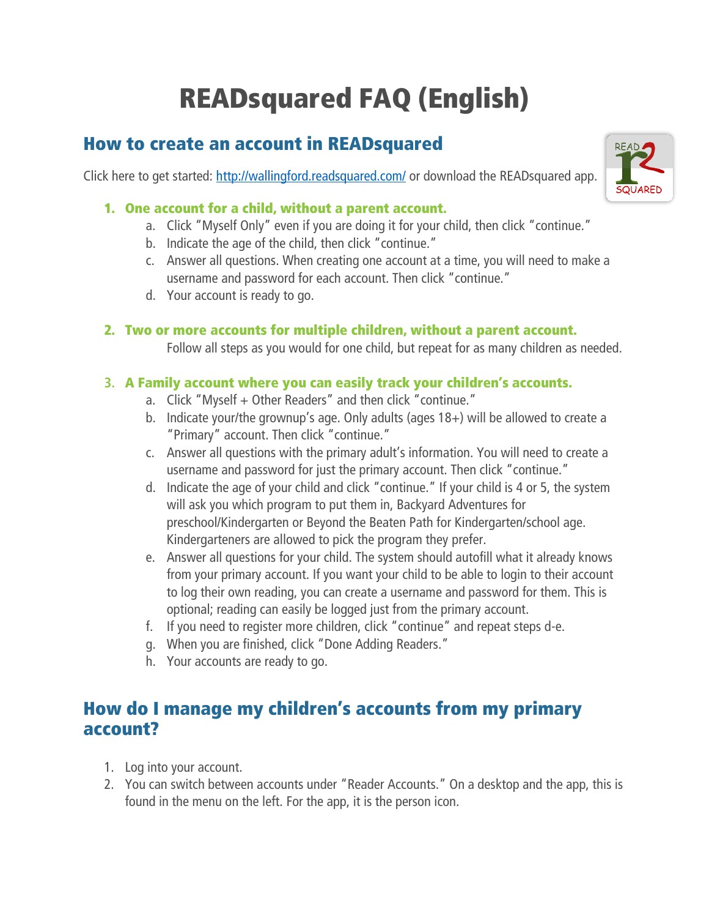# READsquared FAQ (English)

## How to create an account in READsquared

Click here to get started: [http://wallingford.readsquared.com/](http://wallingford.readsquared.com/) or download the READsquared app.

1. **One account for a child, without a parent account.**
   a. Click "Myself Only" even if you are doing it for your child, then click "continue."
   b. Indicate the age of the child, then click "continue."
   c. Answer all questions. When creating one account at a time, you will need to make a username and password for each account. Then click "continue."
   d. Your account is ready to go.

2. **Two or more accounts for multiple children, without a parent account.**
   Follow all steps as you would for one child, but repeat for as many children as needed.

3. **A Family account where you can easily track your children's accounts.**
   a. Click "Myself + Other Readers" and then click "continue."
   b. Indicate your/the grownup's age. Only adults (ages 18+) will be allowed to create a "Primary" account. Then click "continue."
   c. Answer all questions with the primary adult's information. You will need to create a username and password for just the primary account. Then click "continue."
   d. Indicate the age of your child and click "continue." If your child is 4 or 5, the system will ask you which program to put them in, Backyard Adventures for preschool/Kindergarten or Beyond the Beaten Path for Kindergarten/school age. Kindergarteners are allowed to pick the program they prefer.
   e. Answer all questions for your child. The system should autofill what it already knows from your primary account. If you want your child to be able to login to their account to log their own reading, you can create a username and password for them. This is optional; reading can easily be logged just from the primary account.
   f. If you need to register more children, click "continue" and repeat steps d-e.
   g. When you are finished, click "Done Adding Readers."
   h. Your accounts are ready to go.

## How do I manage my children's accounts from my primary account?

1. Log into your account.
2. You can switch between accounts under "Reader Accounts." On a desktop and the app, this is found in the menu on the left. For the app, it is the person icon.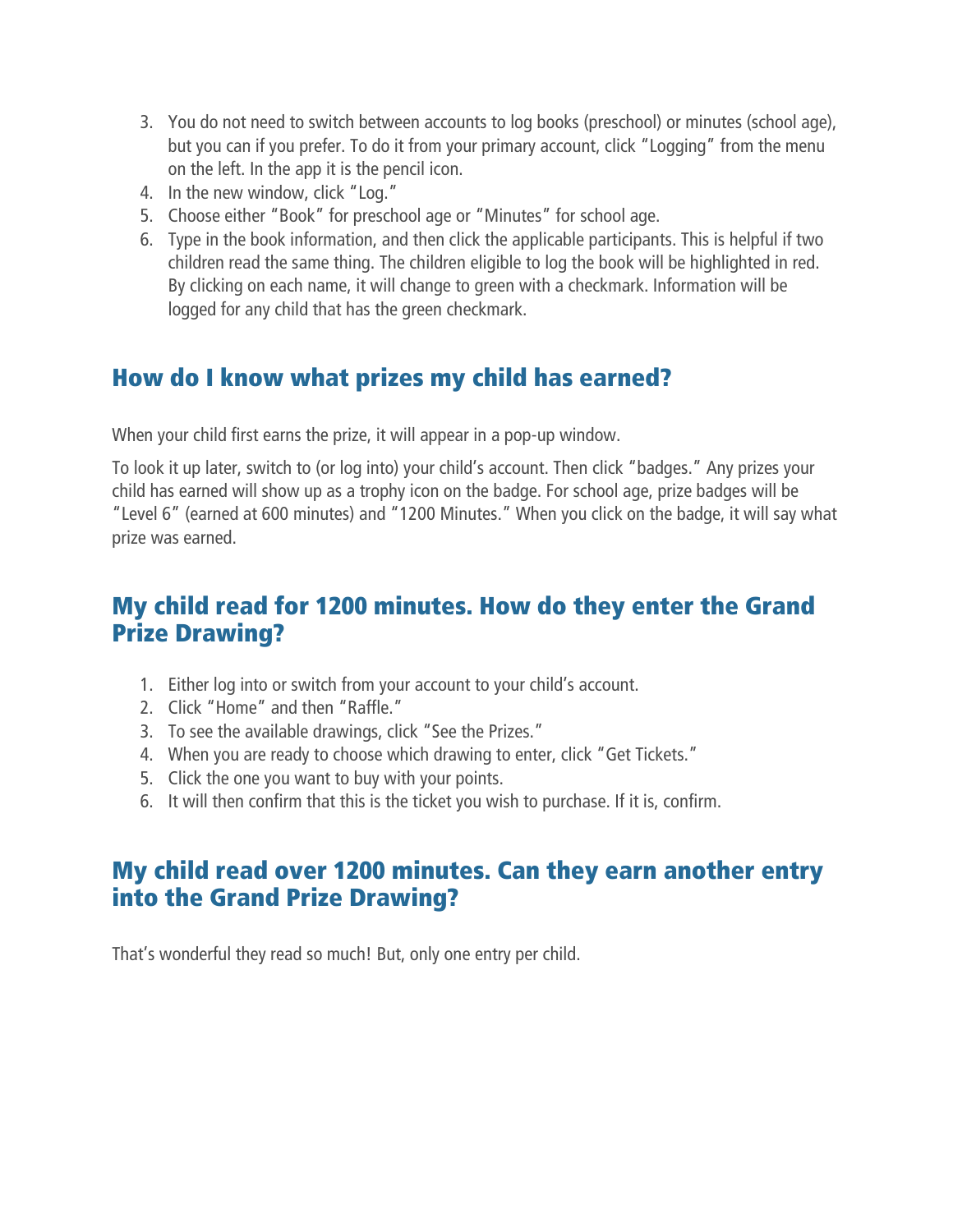3. You do not need to switch between accounts to log books (preschool) or minutes (school age), but you can if you prefer. To do it from your primary account, click "Logging" from the menu on the left. In the app it is the pencil icon.
4. In the new window, click "Log."
5. Choose either "Book" for preschool age or "Minutes" for school age.
6. Type in the book information, and then click the applicable participants. This is helpful if two children read the same thing. The children eligible to log the book will be highlighted in red. By clicking on each name, it will change to green with a checkmark. Information will be logged for any child that has the green checkmark.

## How do I know what prizes my child has earned?

When your child first earns the prize, it will appear in a pop-up window.

To look it up later, switch to (or log into) your child's account. Then click "badges." Any prizes your child has earned will show up as a trophy icon on the badge. For school age, prize badges will be "Level 6" (earned at 600 minutes) and "1200 Minutes." When you click on the badge, it will say what prize was earned.

## My child read for 1200 minutes. How do they enter the Grand Prize Drawing?

1. Either log into or switch from your account to your child's account.
2. Click "Home" and then "Raffle."
3. To see the available drawings, click "See the Prizes."
4. When you are ready to choose which drawing to enter, click "Get Tickets."
5. Click the one you want to buy with your points.
6. It will then confirm that this is the ticket you wish to purchase. If it is, confirm.

## My child read over 1200 minutes. Can they earn another entry into the Grand Prize Drawing?

That's wonderful they read so much! But, only one entry per child.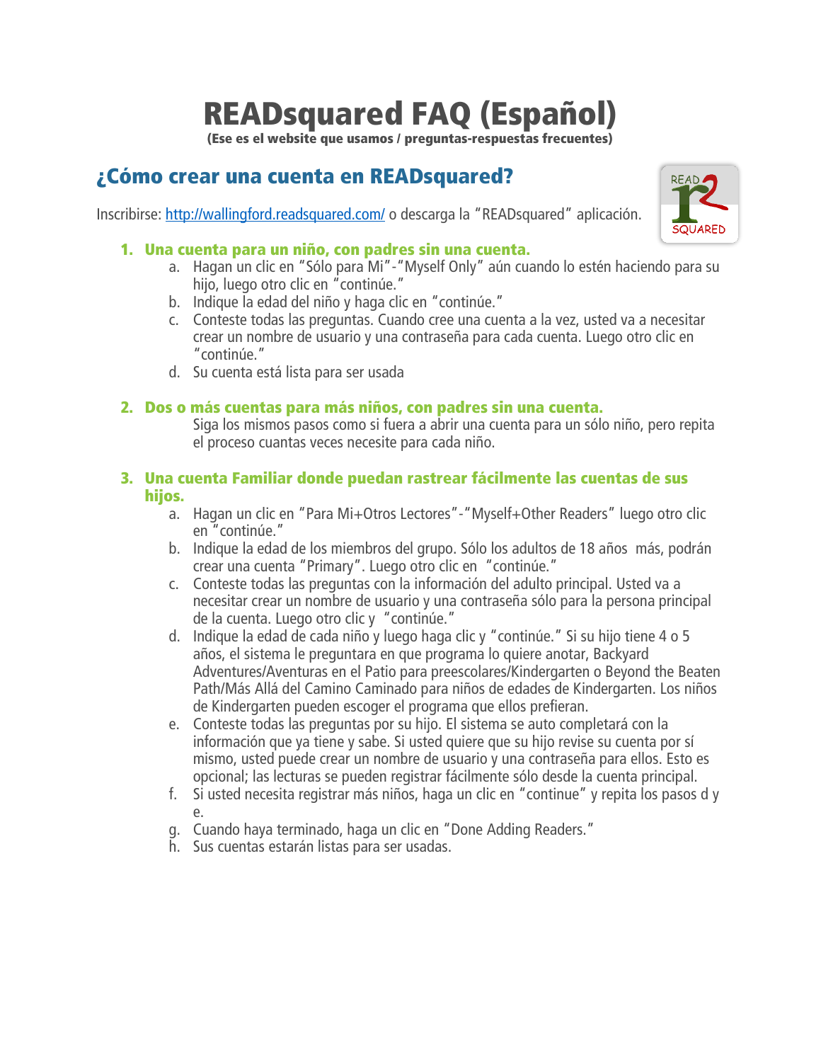# READsquared FAQ (Español)

**(Ese es el website que usamos / preguntas-respuestas frecuentes)**

## ¿Cómo crear una cuenta en READsquared?

Inscribirse: http://wallingford.readsquared.com/ o descarga la "READsquared" aplicación.

### 1. Una cuenta para un niño, con padres sin una cuenta.

a. Hagan un clic en "Sólo para Mi"-"Myself Only" aún cuando lo estén haciendo para su hijo, luego otro clic en "continúe."
b. Indique la edad del niño y haga clic en "continúe."
c. Conteste todas las preguntas. Cuando cree una cuenta a la vez, usted va a necesitar crear un nombre de usuario y una contraseña para cada cuenta. Luego otro clic en "continúe."
d. Su cuenta está lista para ser usada

### 2. Dos o más cuentas para más niños, con padres sin una cuenta.

Siga los mismos pasos como si fuera a abrir una cuenta para un sólo niño, pero repita el proceso cuantas veces necesite para cada niño.

### 3. Una cuenta Familiar donde puedan rastrear fácilmente las cuentas de sus hijos.

a. Hagan un clic en "Para Mi+Otros Lectores"-"Myself+Other Readers" luego otro clic en "continúe."
b. Indique la edad de los miembros del grupo. Sólo los adultos de 18 años más, podrán crear una cuenta "Primary". Luego otro clic en "continúe."
c. Conteste todas las preguntas con la información del adulto principal. Usted va a necesitar crear un nombre de usuario y una contraseña sólo para la persona principal de la cuenta. Luego otro clic y "continúe."
d. Indique la edad de cada niño y luego haga clic y "continúe." Si su hijo tiene 4 o 5 años, el sistema le preguntara en que programa lo quiere anotar, Backyard Adventures/Aventuras en el Patio para preescolares/Kindergarten o Beyond the Beaten Path/Más Allá del Camino Caminado para niños de edades de Kindergarten. Los niños de Kindergarten pueden escoger el programa que ellos prefieran.
e. Conteste todas las preguntas por su hijo. El sistema se auto completará con la información que ya tiene y sabe. Si usted quiere que su hijo revise su cuenta por sí mismo, usted puede crear un nombre de usuario y una contraseña para ellos. Esto es opcional; las lecturas se pueden registrar fácilmente sólo desde la cuenta principal.
f. Si usted necesita registrar más niños, haga un clic en "continue" y repita los pasos d y e.
g. Cuando haya terminado, haga un clic en "Done Adding Readers."
h. Sus cuentas estarán listas para ser usadas.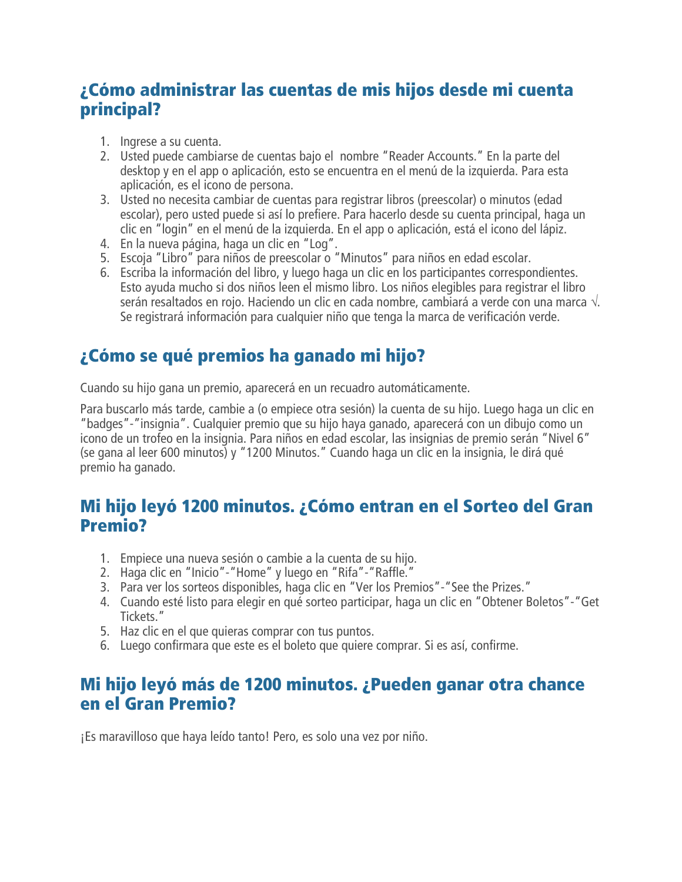## ¿Cómo administrar las cuentas de mis hijos desde mi cuenta principal?

1. Ingrese a su cuenta.
2. Usted puede cambiarse de cuentas bajo el nombre "Reader Accounts." En la parte del desktop y en el app o aplicación, esto se encuentra en el menú de la izquierda. Para esta aplicación, es el icono de persona.
3. Usted no necesita cambiar de cuentas para registrar libros (preescolar) o minutos (edad escolar), pero usted puede si así lo prefiere. Para hacerlo desde su cuenta principal, haga un clic en "login" en el menú de la izquierda. En el app o aplicación, está el icono del lápiz.
4. En la nueva página, haga un clic en "Log".
5. Escoja "Libro" para niños de preescolar o "Minutos" para niños en edad escolar.
6. Escriba la información del libro, y luego haga un clic en los participantes correspondientes. Esto ayuda mucho si dos niños leen el mismo libro. Los niños elegibles para registrar el libro serán resaltados en rojo. Haciendo un clic en cada nombre, cambiará a verde con una marca √. Se registrará información para cualquier niño que tenga la marca de verificación verde.

## ¿Cómo se qué premios ha ganado mi hijo?

Cuando su hijo gana un premio, aparecerá en un recuadro automáticamente.

Para buscarlo más tarde, cambie a (o empiece otra sesión) la cuenta de su hijo. Luego haga un clic en "badges"-"insignia". Cualquier premio que su hijo haya ganado, aparecerá con un dibujo como un icono de un trofeo en la insignia. Para niños en edad escolar, las insignias de premio serán "Nivel 6" (se gana al leer 600 minutos) y "1200 Minutos." Cuando haga un clic en la insignia, le dirá qué premio ha ganado.

## Mi hijo leyó 1200 minutos. ¿Cómo entran en el Sorteo del Gran Premio?

1. Empiece una nueva sesión o cambie a la cuenta de su hijo.
2. Haga clic en "Inicio"-"Home" y luego en "Rifa"-"Raffle."
3. Para ver los sorteos disponibles, haga clic en "Ver los Premios"-"See the Prizes."
4. Cuando esté listo para elegir en qué sorteo participar, haga un clic en "Obtener Boletos"-"Get Tickets."
5. Haz clic en el que quieras comprar con tus puntos.
6. Luego confirmara que este es el boleto que quiere comprar. Si es así, confirme.

## Mi hijo leyó más de 1200 minutos. ¿Pueden ganar otra chance en el Gran Premio?

¡Es maravilloso que haya leído tanto! Pero, es solo una vez por niño.